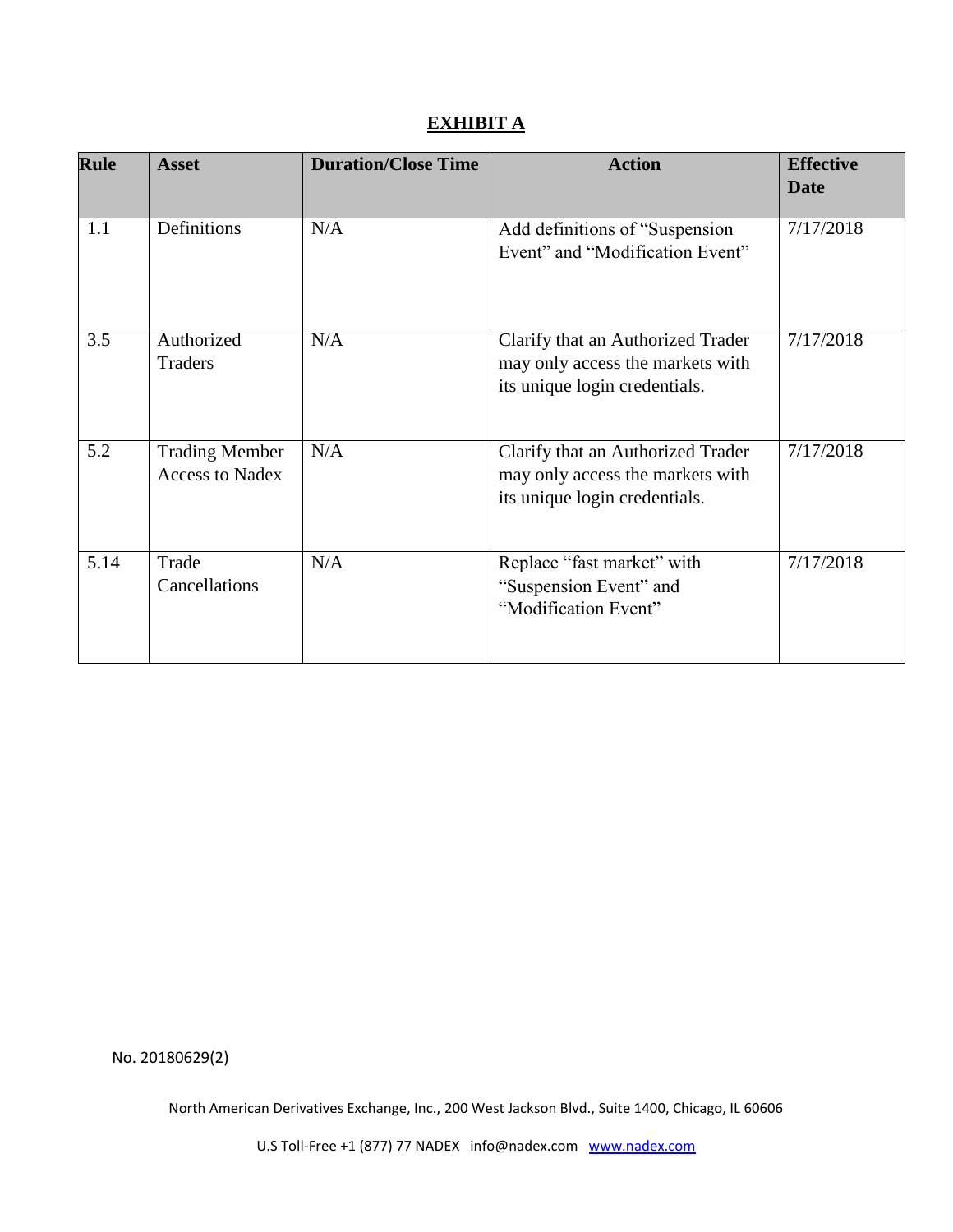# EXHIBIT A

| Rule | Asset | Duration/Close Time | Action | Effective Date |
|---|---|---|---|---|
| 1.1 | Definitions | N/A | Add definitions of "Suspension Event" and "Modification Event" | 7/17/2018 |
| 3.5 | Authorized Traders | N/A | Clarify that an Authorized Trader may only access the markets with its unique login credentials. | 7/17/2018 |
| 5.2 | Trading Member Access to Nadex | N/A | Clarify that an Authorized Trader may only access the markets with its unique login credentials. | 7/17/2018 |
| 5.14 | Trade Cancellations | N/A | Replace "fast market" with "Suspension Event" and "Modification Event" | 7/17/2018 |

No. 20180629(2)

North American Derivatives Exchange, Inc., 200 West Jackson Blvd., Suite 1400, Chicago, IL 60606

U.S Toll-Free +1 (877) 77 NADEX info@nadex.com www.nadex.com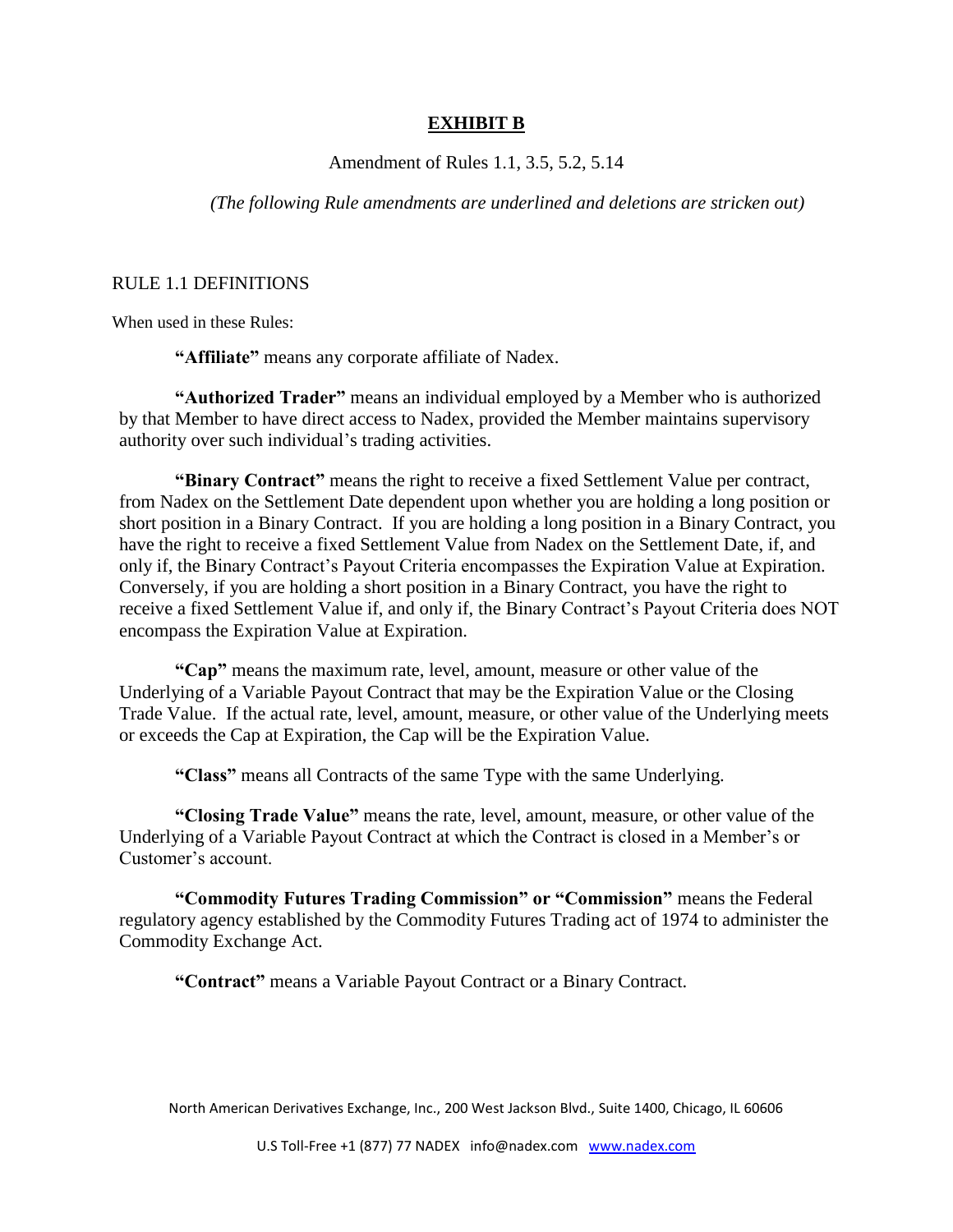## EXHIBIT B

Amendment of Rules 1.1, 3.5, 5.2, 5.14

*(The following Rule amendments are underlined and deletions are stricken out)*

RULE 1.1 DEFINITIONS

When used in these Rules:

**"Affiliate"** means any corporate affiliate of Nadex.

**"Authorized Trader"** means an individual employed by a Member who is authorized by that Member to have direct access to Nadex, provided the Member maintains supervisory authority over such individual's trading activities.

**"Binary Contract"** means the right to receive a fixed Settlement Value per contract, from Nadex on the Settlement Date dependent upon whether you are holding a long position or short position in a Binary Contract. If you are holding a long position in a Binary Contract, you have the right to receive a fixed Settlement Value from Nadex on the Settlement Date, if, and only if, the Binary Contract's Payout Criteria encompasses the Expiration Value at Expiration. Conversely, if you are holding a short position in a Binary Contract, you have the right to receive a fixed Settlement Value if, and only if, the Binary Contract's Payout Criteria does NOT encompass the Expiration Value at Expiration.

**"Cap"** means the maximum rate, level, amount, measure or other value of the Underlying of a Variable Payout Contract that may be the Expiration Value or the Closing Trade Value. If the actual rate, level, amount, measure, or other value of the Underlying meets or exceeds the Cap at Expiration, the Cap will be the Expiration Value.

**"Class"** means all Contracts of the same Type with the same Underlying.

**"Closing Trade Value"** means the rate, level, amount, measure, or other value of the Underlying of a Variable Payout Contract at which the Contract is closed in a Member's or Customer's account.

**"Commodity Futures Trading Commission" or "Commission"** means the Federal regulatory agency established by the Commodity Futures Trading act of 1974 to administer the Commodity Exchange Act.

**"Contract"** means a Variable Payout Contract or a Binary Contract.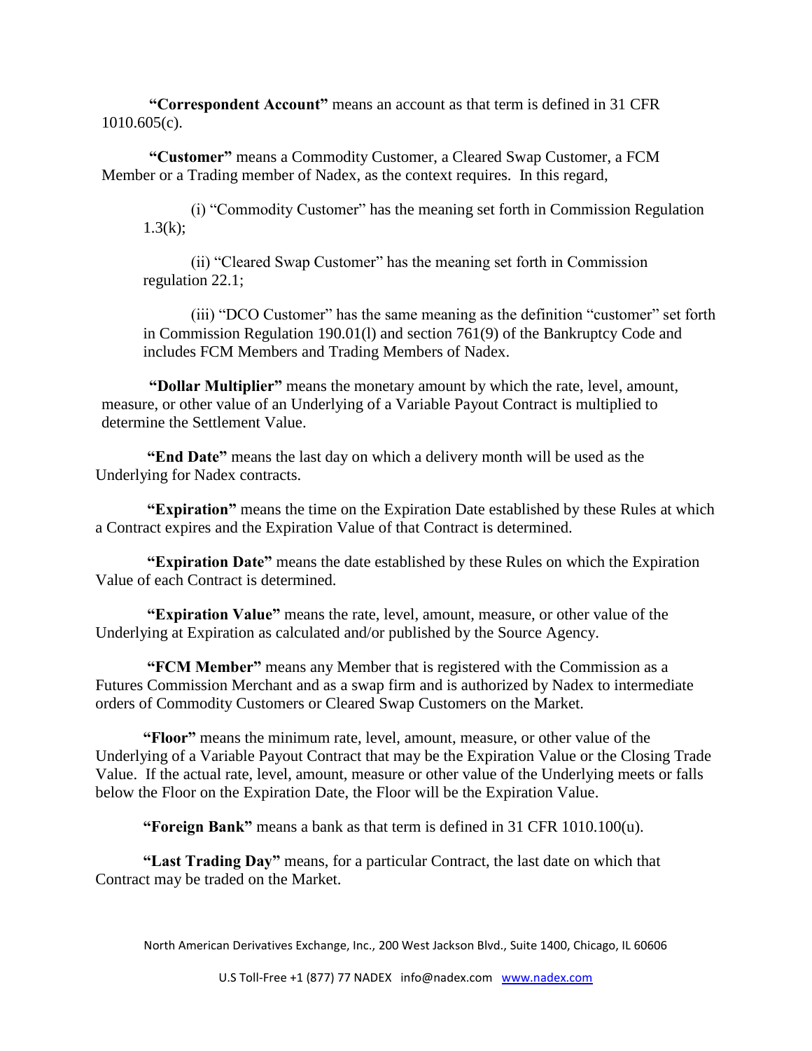**"Correspondent Account"** means an account as that term is defined in 31 CFR 1010.605(c).

**"Customer"** means a Commodity Customer, a Cleared Swap Customer, a FCM Member or a Trading member of Nadex, as the context requires. In this regard,

(i) "Commodity Customer" has the meaning set forth in Commission Regulation 1.3(k);

(ii) "Cleared Swap Customer" has the meaning set forth in Commission regulation 22.1;

(iii) "DCO Customer" has the same meaning as the definition "customer" set forth in Commission Regulation 190.01(l) and section 761(9) of the Bankruptcy Code and includes FCM Members and Trading Members of Nadex.

**"Dollar Multiplier"** means the monetary amount by which the rate, level, amount, measure, or other value of an Underlying of a Variable Payout Contract is multiplied to determine the Settlement Value.

**"End Date"** means the last day on which a delivery month will be used as the Underlying for Nadex contracts.

**"Expiration"** means the time on the Expiration Date established by these Rules at which a Contract expires and the Expiration Value of that Contract is determined.

**"Expiration Date"** means the date established by these Rules on which the Expiration Value of each Contract is determined.

**"Expiration Value"** means the rate, level, amount, measure, or other value of the Underlying at Expiration as calculated and/or published by the Source Agency.

**"FCM Member"** means any Member that is registered with the Commission as a Futures Commission Merchant and as a swap firm and is authorized by Nadex to intermediate orders of Commodity Customers or Cleared Swap Customers on the Market.

**"Floor"** means the minimum rate, level, amount, measure, or other value of the Underlying of a Variable Payout Contract that may be the Expiration Value or the Closing Trade Value. If the actual rate, level, amount, measure or other value of the Underlying meets or falls below the Floor on the Expiration Date, the Floor will be the Expiration Value.

**"Foreign Bank"** means a bank as that term is defined in 31 CFR 1010.100(u).

**"Last Trading Day"** means, for a particular Contract, the last date on which that Contract may be traded on the Market.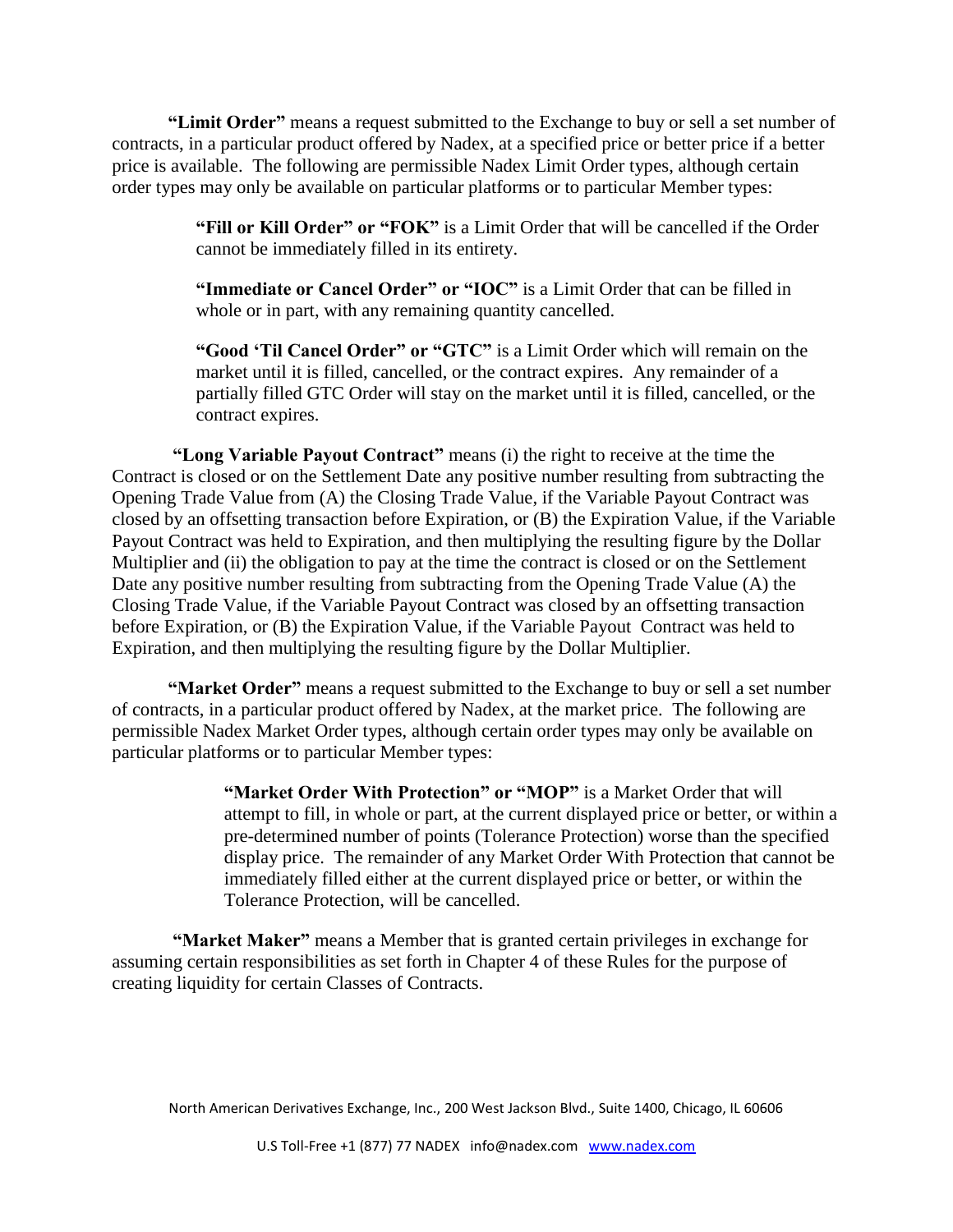**"Limit Order"** means a request submitted to the Exchange to buy or sell a set number of contracts, in a particular product offered by Nadex, at a specified price or better price if a better price is available. The following are permissible Nadex Limit Order types, although certain order types may only be available on particular platforms or to particular Member types:

> **"Fill or Kill Order" or "FOK"** is a Limit Order that will be cancelled if the Order cannot be immediately filled in its entirety.
>
> **"Immediate or Cancel Order" or "IOC"** is a Limit Order that can be filled in whole or in part, with any remaining quantity cancelled.
>
> **"Good 'Til Cancel Order" or "GTC"** is a Limit Order which will remain on the market until it is filled, cancelled, or the contract expires. Any remainder of a partially filled GTC Order will stay on the market until it is filled, cancelled, or the contract expires.

**"Long Variable Payout Contract"** means (i) the right to receive at the time the Contract is closed or on the Settlement Date any positive number resulting from subtracting the Opening Trade Value from (A) the Closing Trade Value, if the Variable Payout Contract was closed by an offsetting transaction before Expiration, or (B) the Expiration Value, if the Variable Payout Contract was held to Expiration, and then multiplying the resulting figure by the Dollar Multiplier and (ii) the obligation to pay at the time the contract is closed or on the Settlement Date any positive number resulting from subtracting from the Opening Trade Value (A) the Closing Trade Value, if the Variable Payout Contract was closed by an offsetting transaction before Expiration, or (B) the Expiration Value, if the Variable Payout Contract was held to Expiration, and then multiplying the resulting figure by the Dollar Multiplier.

**"Market Order"** means a request submitted to the Exchange to buy or sell a set number of contracts, in a particular product offered by Nadex, at the market price. The following are permissible Nadex Market Order types, although certain order types may only be available on particular platforms or to particular Member types:

> **"Market Order With Protection" or "MOP"** is a Market Order that will attempt to fill, in whole or part, at the current displayed price or better, or within a pre-determined number of points (Tolerance Protection) worse than the specified display price. The remainder of any Market Order With Protection that cannot be immediately filled either at the current displayed price or better, or within the Tolerance Protection, will be cancelled.

**"Market Maker"** means a Member that is granted certain privileges in exchange for assuming certain responsibilities as set forth in Chapter 4 of these Rules for the purpose of creating liquidity for certain Classes of Contracts.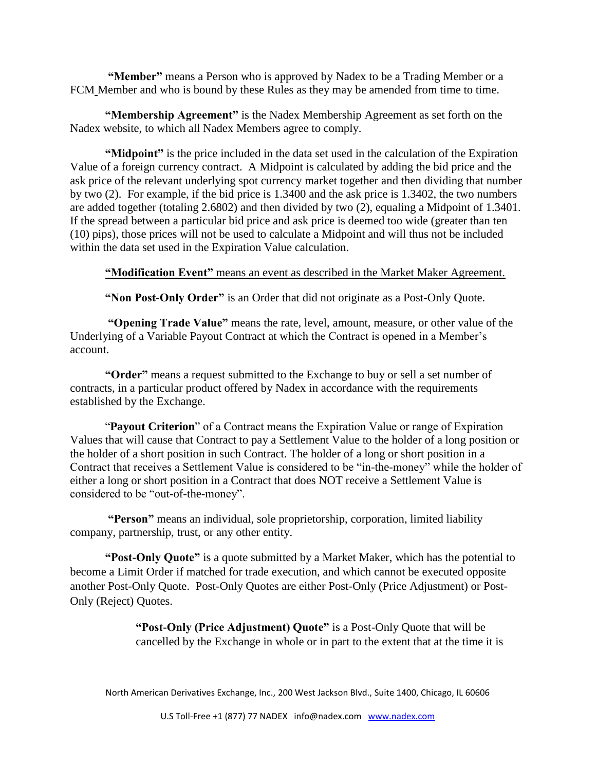**"Member"** means a Person who is approved by Nadex to be a Trading Member or a FCM Member and who is bound by these Rules as they may be amended from time to time.

**"Membership Agreement"** is the Nadex Membership Agreement as set forth on the Nadex website, to which all Nadex Members agree to comply.

**"Midpoint"** is the price included in the data set used in the calculation of the Expiration Value of a foreign currency contract. A Midpoint is calculated by adding the bid price and the ask price of the relevant underlying spot currency market together and then dividing that number by two (2). For example, if the bid price is 1.3400 and the ask price is 1.3402, the two numbers are added together (totaling 2.6802) and then divided by two (2), equaling a Midpoint of 1.3401. If the spread between a particular bid price and ask price is deemed too wide (greater than ten (10) pips), those prices will not be used to calculate a Midpoint and will thus not be included within the data set used in the Expiration Value calculation.

<u>**"Modification Event"** means an event as described in the Market Maker Agreement.</u>

**"Non Post-Only Order"** is an Order that did not originate as a Post-Only Quote.

**"Opening Trade Value"** means the rate, level, amount, measure, or other value of the Underlying of a Variable Payout Contract at which the Contract is opened in a Member's account.

**"Order"** means a request submitted to the Exchange to buy or sell a set number of contracts, in a particular product offered by Nadex in accordance with the requirements established by the Exchange.

"**Payout Criterion**" of a Contract means the Expiration Value or range of Expiration Values that will cause that Contract to pay a Settlement Value to the holder of a long position or the holder of a short position in such Contract. The holder of a long or short position in a Contract that receives a Settlement Value is considered to be "in-the-money" while the holder of either a long or short position in a Contract that does NOT receive a Settlement Value is considered to be "out-of-the-money".

**"Person"** means an individual, sole proprietorship, corporation, limited liability company, partnership, trust, or any other entity.

**"Post-Only Quote"** is a quote submitted by a Market Maker, which has the potential to become a Limit Order if matched for trade execution, and which cannot be executed opposite another Post-Only Quote. Post-Only Quotes are either Post-Only (Price Adjustment) or Post-Only (Reject) Quotes.

> **"Post-Only (Price Adjustment) Quote"** is a Post-Only Quote that will be cancelled by the Exchange in whole or in part to the extent that at the time it is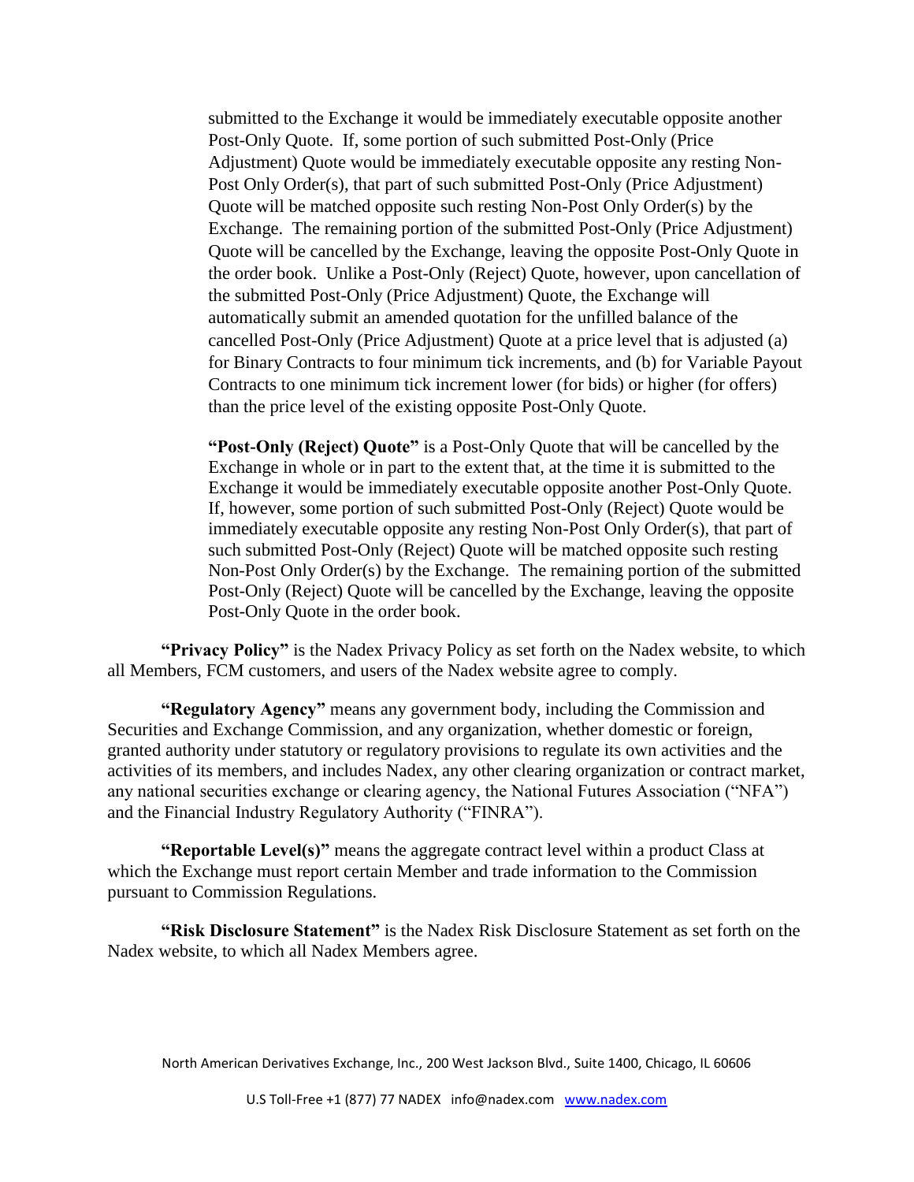submitted to the Exchange it would be immediately executable opposite another Post-Only Quote. If, some portion of such submitted Post-Only (Price Adjustment) Quote would be immediately executable opposite any resting Non-Post Only Order(s), that part of such submitted Post-Only (Price Adjustment) Quote will be matched opposite such resting Non-Post Only Order(s) by the Exchange. The remaining portion of the submitted Post-Only (Price Adjustment) Quote will be cancelled by the Exchange, leaving the opposite Post-Only Quote in the order book. Unlike a Post-Only (Reject) Quote, however, upon cancellation of the submitted Post-Only (Price Adjustment) Quote, the Exchange will automatically submit an amended quotation for the unfilled balance of the cancelled Post-Only (Price Adjustment) Quote at a price level that is adjusted (a) for Binary Contracts to four minimum tick increments, and (b) for Variable Payout Contracts to one minimum tick increment lower (for bids) or higher (for offers) than the price level of the existing opposite Post-Only Quote.

**"Post-Only (Reject) Quote"** is a Post-Only Quote that will be cancelled by the Exchange in whole or in part to the extent that, at the time it is submitted to the Exchange it would be immediately executable opposite another Post-Only Quote. If, however, some portion of such submitted Post-Only (Reject) Quote would be immediately executable opposite any resting Non-Post Only Order(s), that part of such submitted Post-Only (Reject) Quote will be matched opposite such resting Non-Post Only Order(s) by the Exchange. The remaining portion of the submitted Post-Only (Reject) Quote will be cancelled by the Exchange, leaving the opposite Post-Only Quote in the order book.

**"Privacy Policy"** is the Nadex Privacy Policy as set forth on the Nadex website, to which all Members, FCM customers, and users of the Nadex website agree to comply.

**"Regulatory Agency"** means any government body, including the Commission and Securities and Exchange Commission, and any organization, whether domestic or foreign, granted authority under statutory or regulatory provisions to regulate its own activities and the activities of its members, and includes Nadex, any other clearing organization or contract market, any national securities exchange or clearing agency, the National Futures Association ("NFA") and the Financial Industry Regulatory Authority ("FINRA").

**"Reportable Level(s)"** means the aggregate contract level within a product Class at which the Exchange must report certain Member and trade information to the Commission pursuant to Commission Regulations.

**"Risk Disclosure Statement"** is the Nadex Risk Disclosure Statement as set forth on the Nadex website, to which all Nadex Members agree.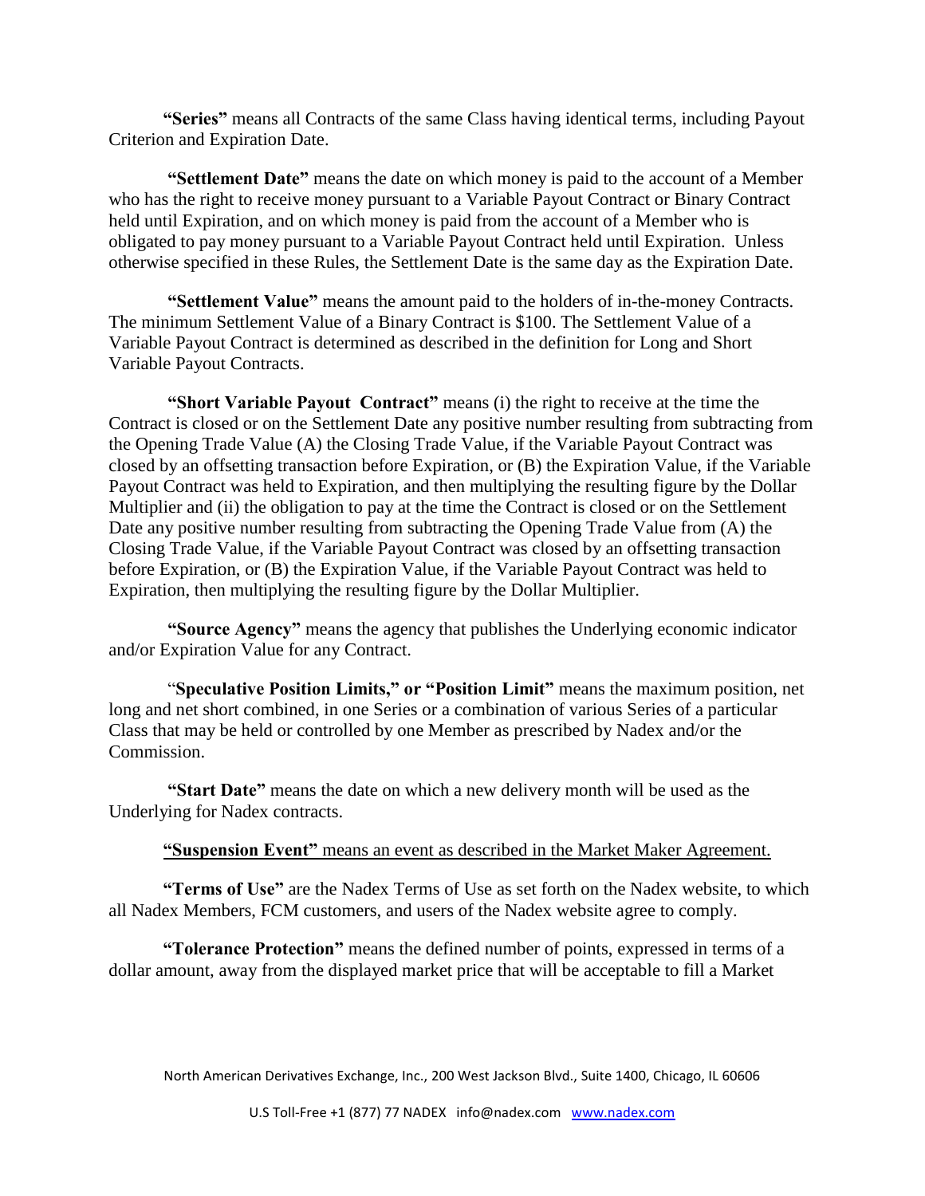**"Series"** means all Contracts of the same Class having identical terms, including Payout Criterion and Expiration Date.

**"Settlement Date"** means the date on which money is paid to the account of a Member who has the right to receive money pursuant to a Variable Payout Contract or Binary Contract held until Expiration, and on which money is paid from the account of a Member who is obligated to pay money pursuant to a Variable Payout Contract held until Expiration. Unless otherwise specified in these Rules, the Settlement Date is the same day as the Expiration Date.

**"Settlement Value"** means the amount paid to the holders of in-the-money Contracts. The minimum Settlement Value of a Binary Contract is $100. The Settlement Value of a Variable Payout Contract is determined as described in the definition for Long and Short Variable Payout Contracts.

**"Short Variable Payout Contract"** means (i) the right to receive at the time the Contract is closed or on the Settlement Date any positive number resulting from subtracting from the Opening Trade Value (A) the Closing Trade Value, if the Variable Payout Contract was closed by an offsetting transaction before Expiration, or (B) the Expiration Value, if the Variable Payout Contract was held to Expiration, and then multiplying the resulting figure by the Dollar Multiplier and (ii) the obligation to pay at the time the Contract is closed or on the Settlement Date any positive number resulting from subtracting the Opening Trade Value from (A) the Closing Trade Value, if the Variable Payout Contract was closed by an offsetting transaction before Expiration, or (B) the Expiration Value, if the Variable Payout Contract was held to Expiration, then multiplying the resulting figure by the Dollar Multiplier.

**"Source Agency"** means the agency that publishes the Underlying economic indicator and/or Expiration Value for any Contract.

"**Speculative Position Limits," or "Position Limit"** means the maximum position, net long and net short combined, in one Series or a combination of various Series of a particular Class that may be held or controlled by one Member as prescribed by Nadex and/or the Commission.

**"Start Date"** means the date on which a new delivery month will be used as the Underlying for Nadex contracts.

<u>**"Suspension Event"** means an event as described in the Market Maker Agreement.</u>

**"Terms of Use"** are the Nadex Terms of Use as set forth on the Nadex website, to which all Nadex Members, FCM customers, and users of the Nadex website agree to comply.

**"Tolerance Protection"** means the defined number of points, expressed in terms of a dollar amount, away from the displayed market price that will be acceptable to fill a Market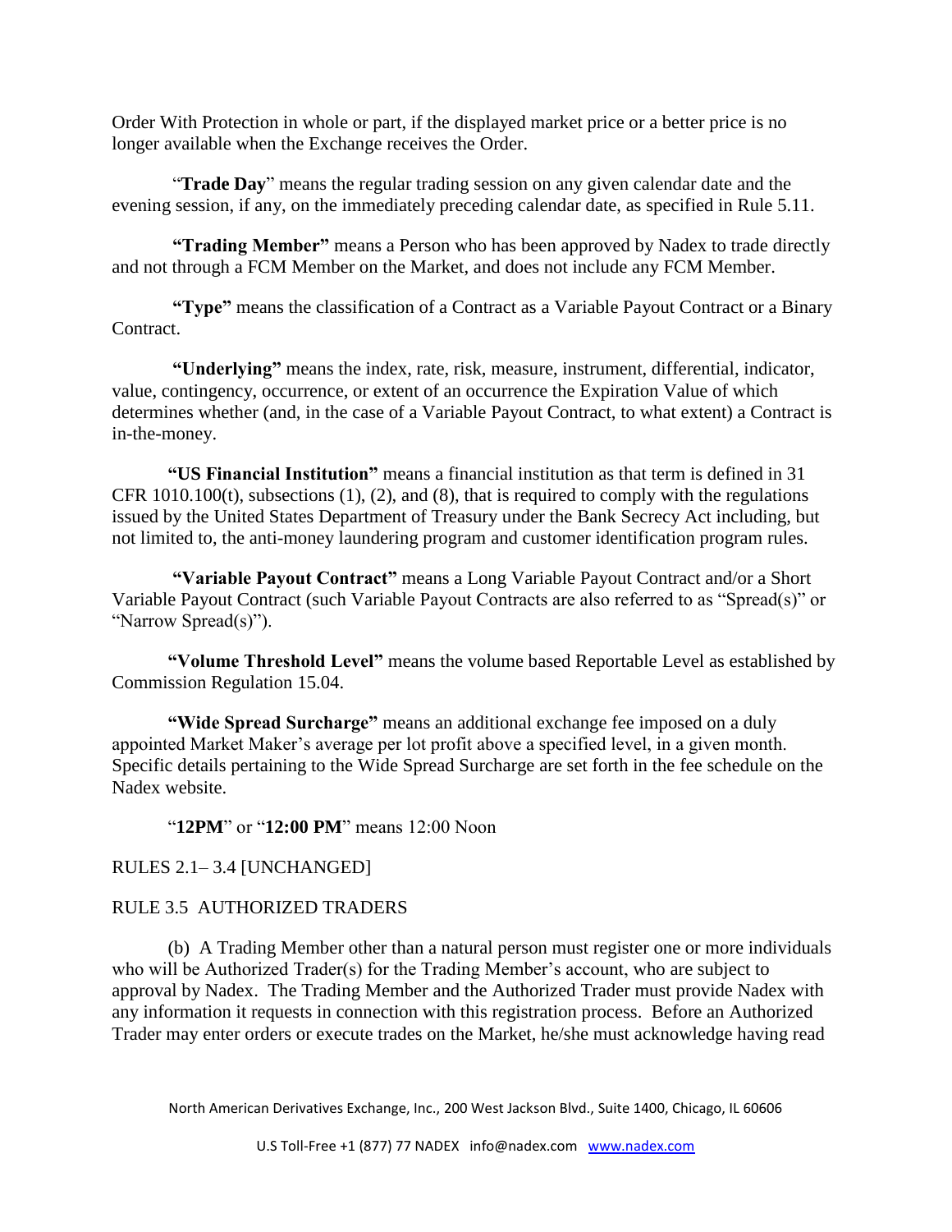Order With Protection in whole or part, if the displayed market price or a better price is no longer available when the Exchange receives the Order.

"**Trade Day**" means the regular trading session on any given calendar date and the evening session, if any, on the immediately preceding calendar date, as specified in Rule 5.11.

**"Trading Member"** means a Person who has been approved by Nadex to trade directly and not through a FCM Member on the Market, and does not include any FCM Member.

**"Type"** means the classification of a Contract as a Variable Payout Contract or a Binary Contract.

**"Underlying"** means the index, rate, risk, measure, instrument, differential, indicator, value, contingency, occurrence, or extent of an occurrence the Expiration Value of which determines whether (and, in the case of a Variable Payout Contract, to what extent) a Contract is in-the-money.

**"US Financial Institution"** means a financial institution as that term is defined in 31 CFR 1010.100(t), subsections (1), (2), and (8), that is required to comply with the regulations issued by the United States Department of Treasury under the Bank Secrecy Act including, but not limited to, the anti-money laundering program and customer identification program rules.

**"Variable Payout Contract"** means a Long Variable Payout Contract and/or a Short Variable Payout Contract (such Variable Payout Contracts are also referred to as "Spread(s)" or "Narrow Spread(s)").

**"Volume Threshold Level"** means the volume based Reportable Level as established by Commission Regulation 15.04.

**"Wide Spread Surcharge"** means an additional exchange fee imposed on a duly appointed Market Maker's average per lot profit above a specified level, in a given month. Specific details pertaining to the Wide Spread Surcharge are set forth in the fee schedule on the Nadex website.

"**12PM**" or "**12:00 PM**" means 12:00 Noon

RULES 2.1– 3.4 [UNCHANGED]

RULE 3.5 AUTHORIZED TRADERS

(b) A Trading Member other than a natural person must register one or more individuals who will be Authorized Trader(s) for the Trading Member's account, who are subject to approval by Nadex. The Trading Member and the Authorized Trader must provide Nadex with any information it requests in connection with this registration process. Before an Authorized Trader may enter orders or execute trades on the Market, he/she must acknowledge having read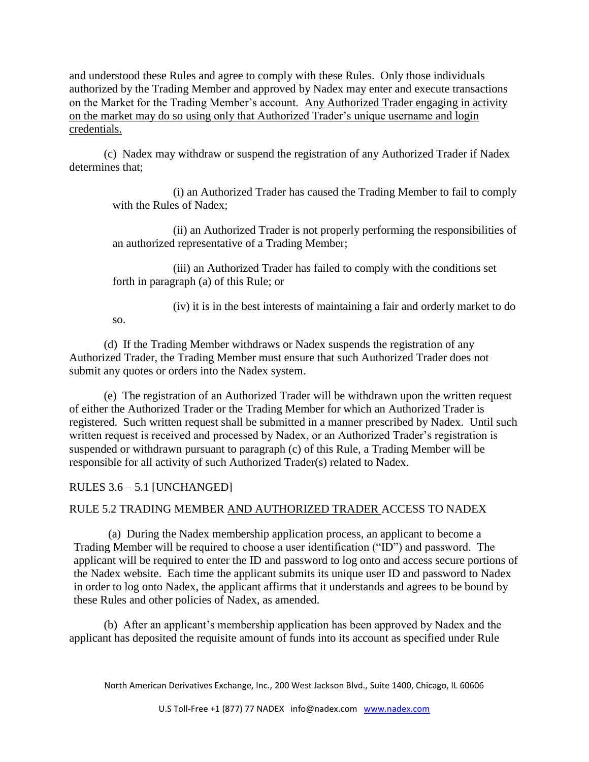and understood these Rules and agree to comply with these Rules. Only those individuals authorized by the Trading Member and approved by Nadex may enter and execute transactions on the Market for the Trading Member's account. <u>Any Authorized Trader engaging in activity on the market may do so using only that Authorized Trader's unique username and login credentials.</u>

(c) Nadex may withdraw or suspend the registration of any Authorized Trader if Nadex determines that;

(i) an Authorized Trader has caused the Trading Member to fail to comply with the Rules of Nadex;

(ii) an Authorized Trader is not properly performing the responsibilities of an authorized representative of a Trading Member;

(iii) an Authorized Trader has failed to comply with the conditions set forth in paragraph (a) of this Rule; or

(iv) it is in the best interests of maintaining a fair and orderly market to do so.

(d) If the Trading Member withdraws or Nadex suspends the registration of any Authorized Trader, the Trading Member must ensure that such Authorized Trader does not submit any quotes or orders into the Nadex system.

(e) The registration of an Authorized Trader will be withdrawn upon the written request of either the Authorized Trader or the Trading Member for which an Authorized Trader is registered. Such written request shall be submitted in a manner prescribed by Nadex. Until such written request is received and processed by Nadex, or an Authorized Trader's registration is suspended or withdrawn pursuant to paragraph (c) of this Rule, a Trading Member will be responsible for all activity of such Authorized Trader(s) related to Nadex.

RULES 3.6 – 5.1 [UNCHANGED]

RULE 5.2 TRADING MEMBER <u>AND AUTHORIZED TRADER</u> ACCESS TO NADEX

(a) During the Nadex membership application process, an applicant to become a Trading Member will be required to choose a user identification ("ID") and password. The applicant will be required to enter the ID and password to log onto and access secure portions of the Nadex website. Each time the applicant submits its unique user ID and password to Nadex in order to log onto Nadex, the applicant affirms that it understands and agrees to be bound by these Rules and other policies of Nadex, as amended.

(b) After an applicant's membership application has been approved by Nadex and the applicant has deposited the requisite amount of funds into its account as specified under Rule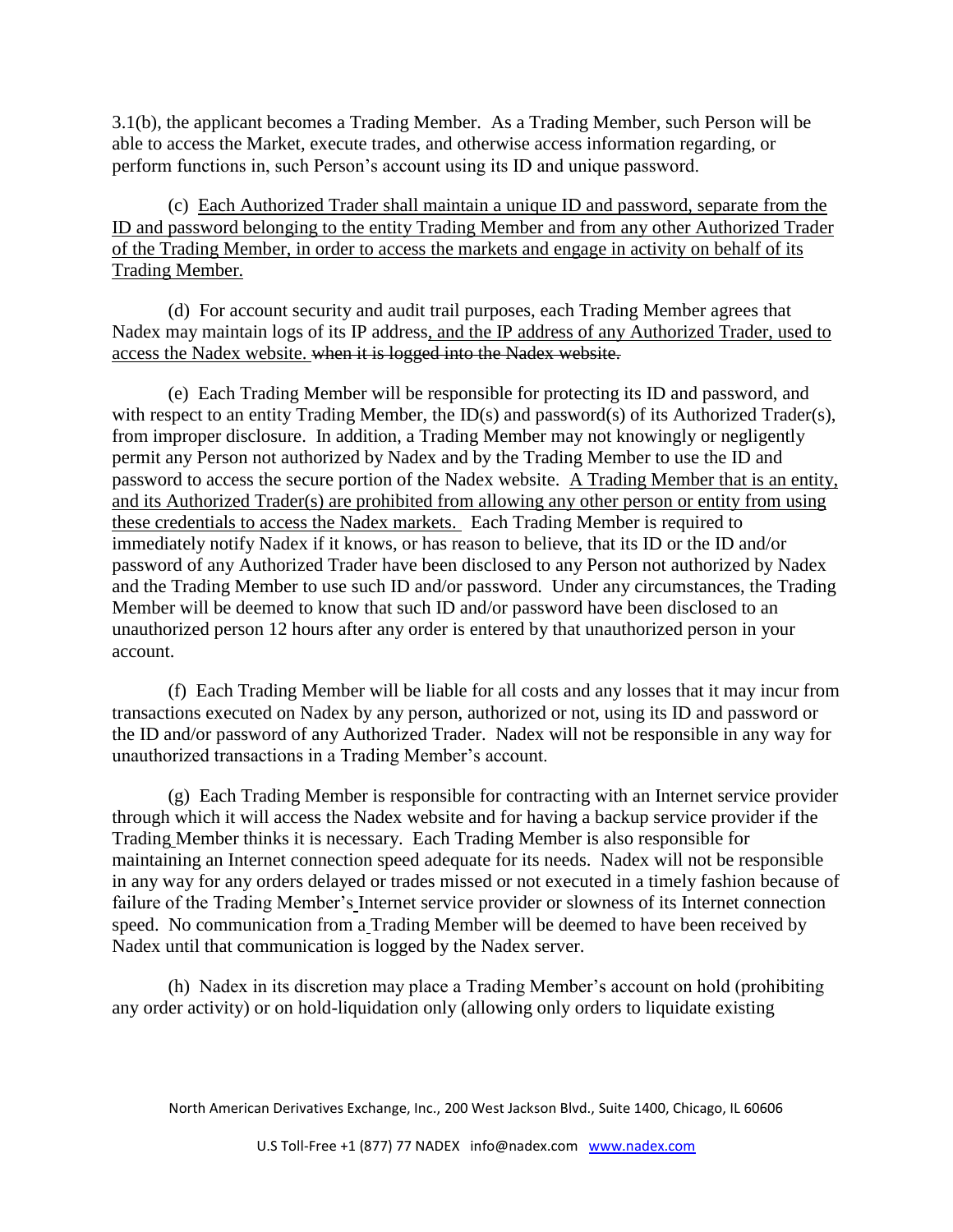3.1(b), the applicant becomes a Trading Member. As a Trading Member, such Person will be able to access the Market, execute trades, and otherwise access information regarding, or perform functions in, such Person's account using its ID and unique password.

(c) <u>Each Authorized Trader shall maintain a unique ID and password, separate from the ID and password belonging to the entity Trading Member and from any other Authorized Trader of the Trading Member, in order to access the markets and engage in activity on behalf of its Trading Member.</u>

(d) For account security and audit trail purposes, each Trading Member agrees that Nadex may maintain logs of its IP address<u>, and the IP address of any Authorized Trader, used to access the Nadex website.</u> ~~when it is logged into the Nadex website.~~

(e) Each Trading Member will be responsible for protecting its ID and password, and with respect to an entity Trading Member, the ID(s) and password(s) of its Authorized Trader(s), from improper disclosure. In addition, a Trading Member may not knowingly or negligently permit any Person not authorized by Nadex and by the Trading Member to use the ID and password to access the secure portion of the Nadex website. <u>A Trading Member that is an entity, and its Authorized Trader(s) are prohibited from allowing any other person or entity from using these credentials to access the Nadex markets.</u> Each Trading Member is required to immediately notify Nadex if it knows, or has reason to believe, that its ID or the ID and/or password of any Authorized Trader have been disclosed to any Person not authorized by Nadex and the Trading Member to use such ID and/or password. Under any circumstances, the Trading Member will be deemed to know that such ID and/or password have been disclosed to an unauthorized person 12 hours after any order is entered by that unauthorized person in your account.

(f) Each Trading Member will be liable for all costs and any losses that it may incur from transactions executed on Nadex by any person, authorized or not, using its ID and password or the ID and/or password of any Authorized Trader. Nadex will not be responsible in any way for unauthorized transactions in a Trading Member's account.

(g) Each Trading Member is responsible for contracting with an Internet service provider through which it will access the Nadex website and for having a backup service provider if the Trading Member thinks it is necessary. Each Trading Member is also responsible for maintaining an Internet connection speed adequate for its needs. Nadex will not be responsible in any way for any orders delayed or trades missed or not executed in a timely fashion because of failure of the Trading Member's Internet service provider or slowness of its Internet connection speed. No communication from a Trading Member will be deemed to have been received by Nadex until that communication is logged by the Nadex server.

(h) Nadex in its discretion may place a Trading Member's account on hold (prohibiting any order activity) or on hold-liquidation only (allowing only orders to liquidate existing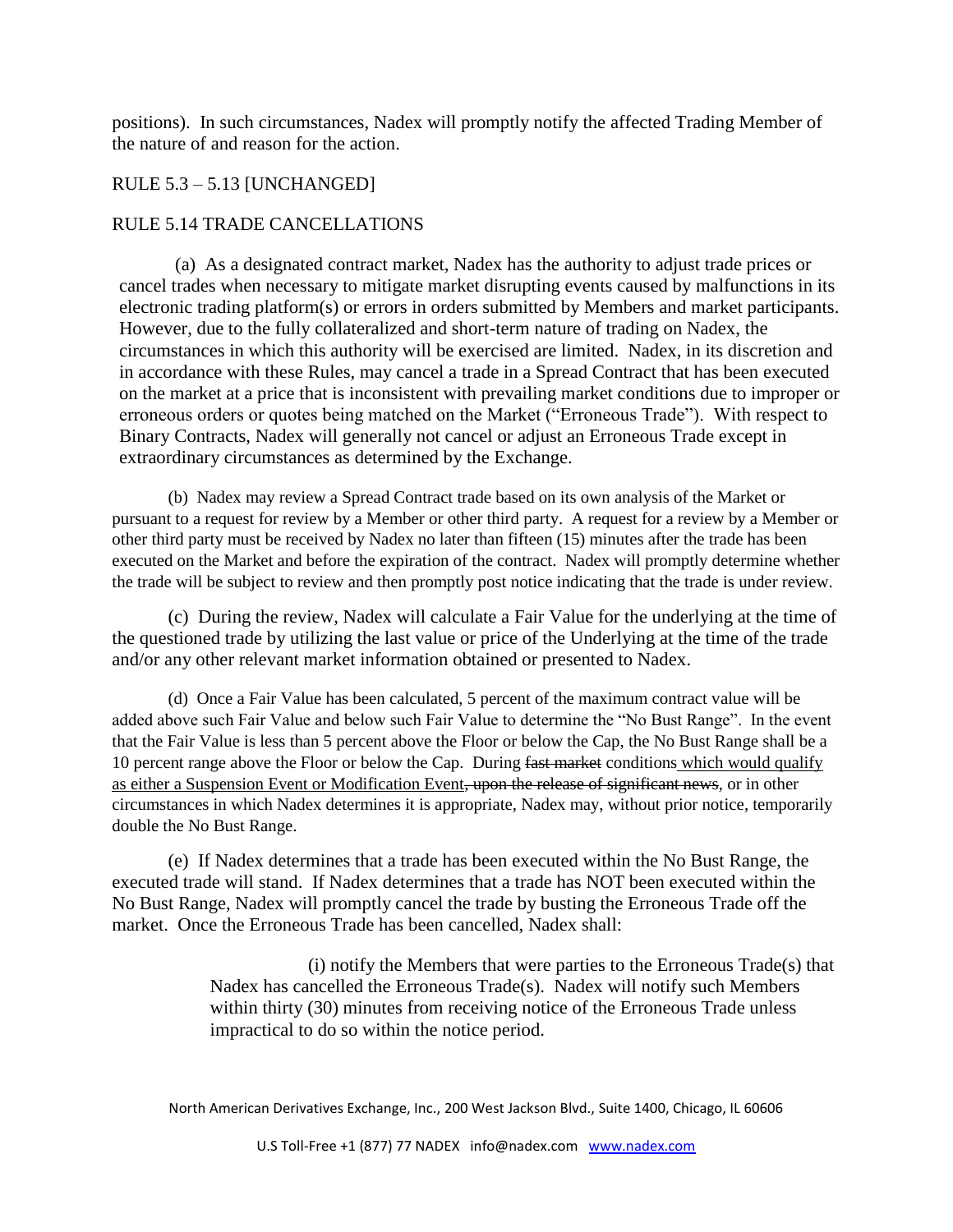positions). In such circumstances, Nadex will promptly notify the affected Trading Member of the nature of and reason for the action.

RULE 5.3 – 5.13 [UNCHANGED]

RULE 5.14 TRADE CANCELLATIONS

(a) As a designated contract market, Nadex has the authority to adjust trade prices or cancel trades when necessary to mitigate market disrupting events caused by malfunctions in its electronic trading platform(s) or errors in orders submitted by Members and market participants. However, due to the fully collateralized and short-term nature of trading on Nadex, the circumstances in which this authority will be exercised are limited. Nadex, in its discretion and in accordance with these Rules, may cancel a trade in a Spread Contract that has been executed on the market at a price that is inconsistent with prevailing market conditions due to improper or erroneous orders or quotes being matched on the Market ("Erroneous Trade"). With respect to Binary Contracts, Nadex will generally not cancel or adjust an Erroneous Trade except in extraordinary circumstances as determined by the Exchange.

(b) Nadex may review a Spread Contract trade based on its own analysis of the Market or pursuant to a request for review by a Member or other third party. A request for a review by a Member or other third party must be received by Nadex no later than fifteen (15) minutes after the trade has been executed on the Market and before the expiration of the contract. Nadex will promptly determine whether the trade will be subject to review and then promptly post notice indicating that the trade is under review.

(c) During the review, Nadex will calculate a Fair Value for the underlying at the time of the questioned trade by utilizing the last value or price of the Underlying at the time of the trade and/or any other relevant market information obtained or presented to Nadex.

(d) Once a Fair Value has been calculated, 5 percent of the maximum contract value will be added above such Fair Value and below such Fair Value to determine the "No Bust Range". In the event that the Fair Value is less than 5 percent above the Floor or below the Cap, the No Bust Range shall be a 10 percent range above the Floor or below the Cap. During ~~fast market~~ conditions <u>which would qualify as either a Suspension Event or Modification Event</u>~~, upon the release of significant news~~, or in other circumstances in which Nadex determines it is appropriate, Nadex may, without prior notice, temporarily double the No Bust Range.

(e) If Nadex determines that a trade has been executed within the No Bust Range, the executed trade will stand. If Nadex determines that a trade has NOT been executed within the No Bust Range, Nadex will promptly cancel the trade by busting the Erroneous Trade off the market. Once the Erroneous Trade has been cancelled, Nadex shall:

> (i) notify the Members that were parties to the Erroneous Trade(s) that Nadex has cancelled the Erroneous Trade(s). Nadex will notify such Members within thirty (30) minutes from receiving notice of the Erroneous Trade unless impractical to do so within the notice period.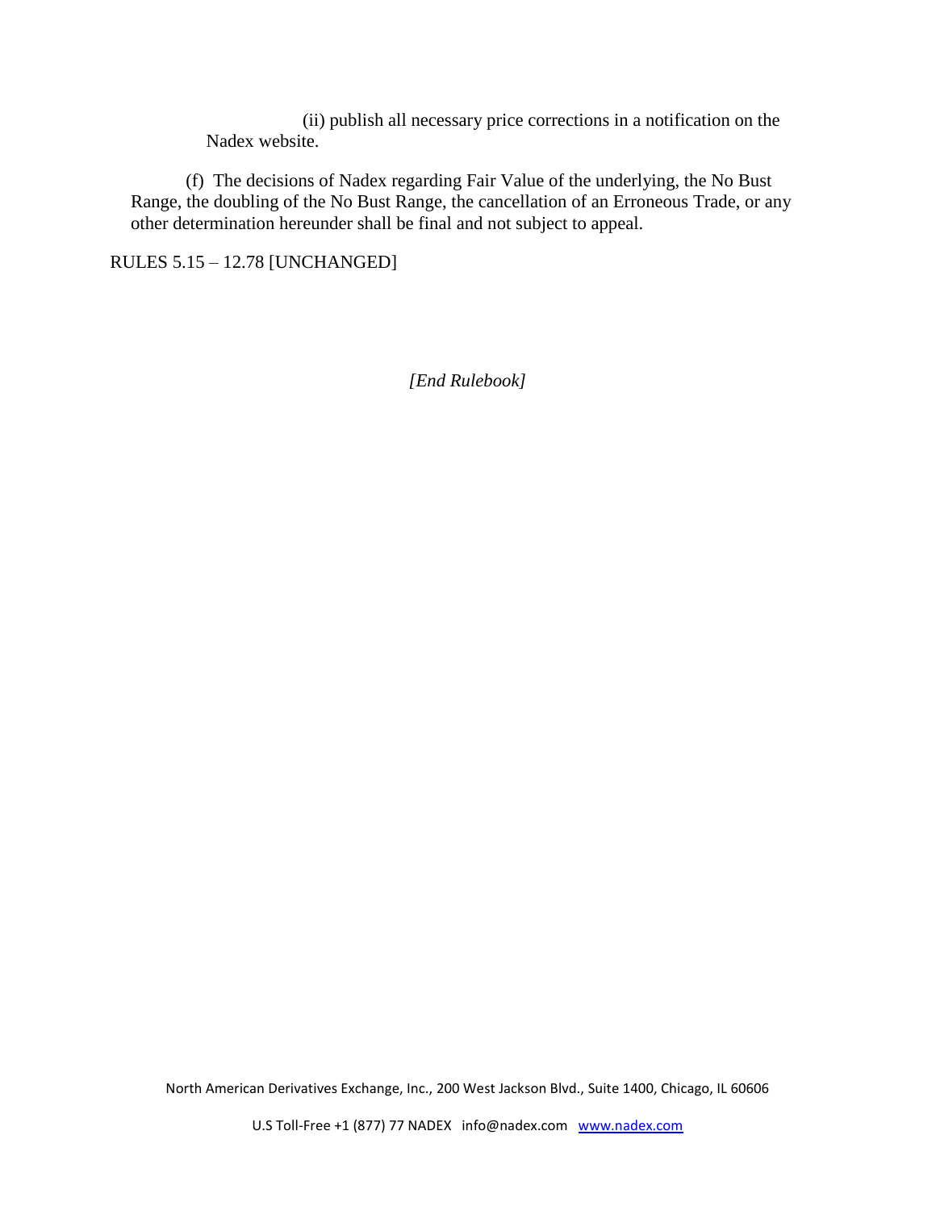(ii) publish all necessary price corrections in a notification on the Nadex website.

(f) The decisions of Nadex regarding Fair Value of the underlying, the No Bust Range, the doubling of the No Bust Range, the cancellation of an Erroneous Trade, or any other determination hereunder shall be final and not subject to appeal.

RULES 5.15 – 12.78 [UNCHANGED]

*[End Rulebook]*